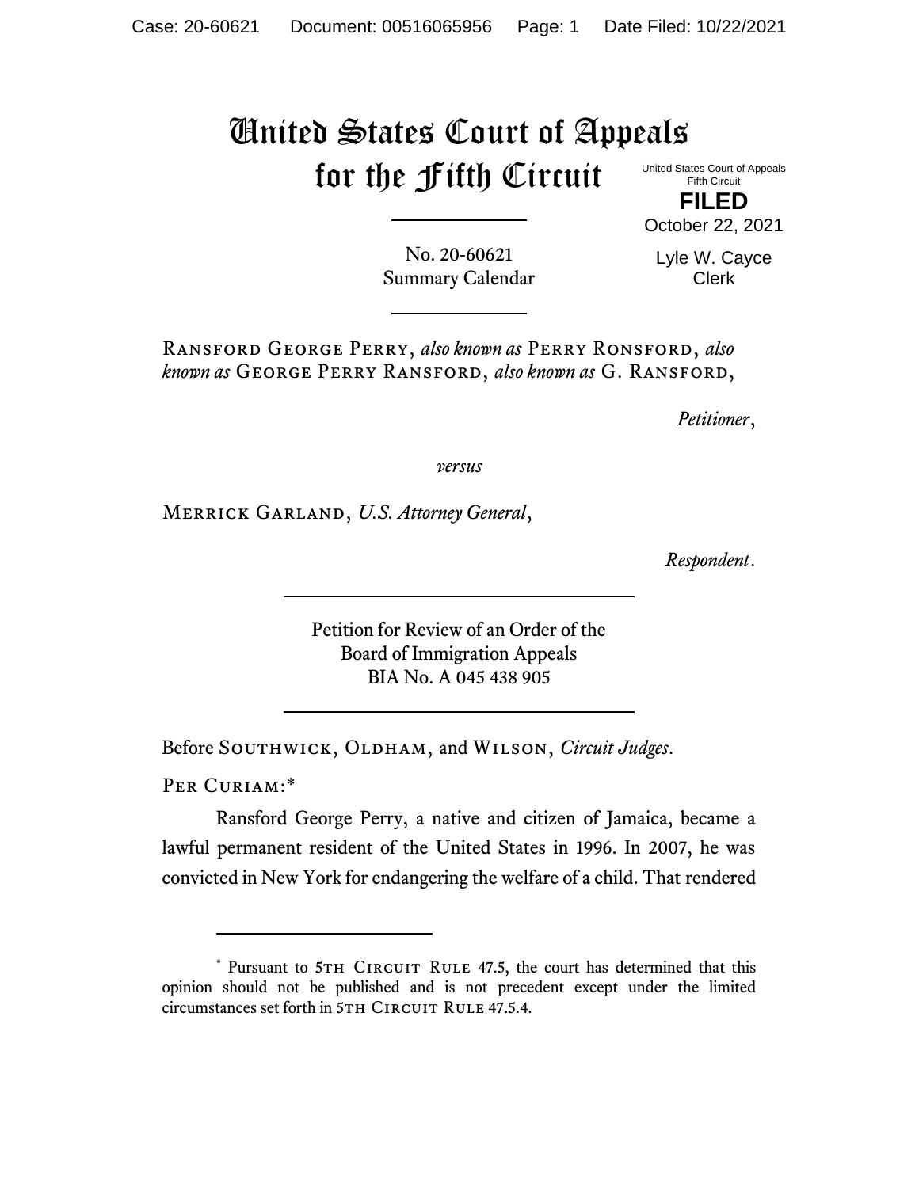# United States Court of Appeals for the Fifth Circuit

United States Court of Appeals
Fifth Circuit

**FILED**

October 22, 2021

Lyle W. Cayce
Clerk

No. 20-60621
Summary Calendar

---

Ransford George Perry, *also known as* Perry Ronsford, *also known as* George Perry Ransford, *also known as* G. Ransford,

*Petitioner*,

*versus*

Merrick Garland, *U.S. Attorney General*,

*Respondent*.

---

Petition for Review of an Order of the
Board of Immigration Appeals
BIA No. A 045 438 905

---

Before Southwick, Oldham, and Wilson, *Circuit Judges*.

Per Curiam:*

Ransford George Perry, a native and citizen of Jamaica, became a lawful permanent resident of the United States in 1996. In 2007, he was convicted in New York for endangering the welfare of a child. That rendered

---

* Pursuant to 5th Circuit Rule 47.5, the court has determined that this opinion should not be published and is not precedent except under the limited circumstances set forth in 5th Circuit Rule 47.5.4.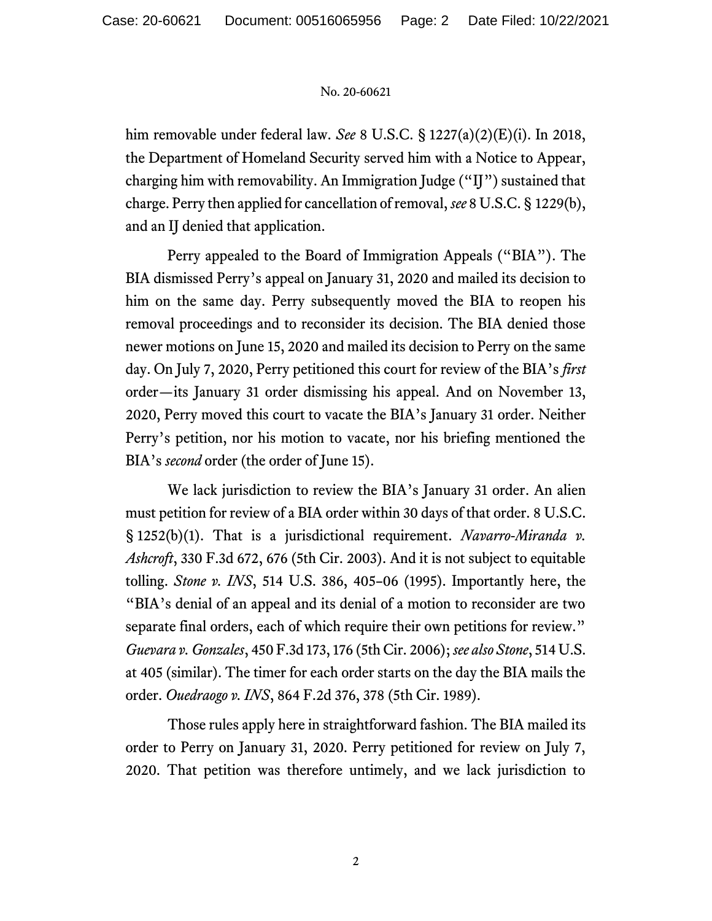him removable under federal law. *See* 8 U.S.C. § 1227(a)(2)(E)(i). In 2018, the Department of Homeland Security served him with a Notice to Appear, charging him with removability. An Immigration Judge ("IJ") sustained that charge. Perry then applied for cancellation of removal, *see* 8 U.S.C. § 1229(b), and an IJ denied that application.

Perry appealed to the Board of Immigration Appeals ("BIA"). The BIA dismissed Perry's appeal on January 31, 2020 and mailed its decision to him on the same day. Perry subsequently moved the BIA to reopen his removal proceedings and to reconsider its decision. The BIA denied those newer motions on June 15, 2020 and mailed its decision to Perry on the same day. On July 7, 2020, Perry petitioned this court for review of the BIA's *first* order—its January 31 order dismissing his appeal. And on November 13, 2020, Perry moved this court to vacate the BIA's January 31 order. Neither Perry's petition, nor his motion to vacate, nor his briefing mentioned the BIA's *second* order (the order of June 15).

We lack jurisdiction to review the BIA's January 31 order. An alien must petition for review of a BIA order within 30 days of that order. 8 U.S.C. § 1252(b)(1). That is a jurisdictional requirement. *Navarro-Miranda v. Ashcroft*, 330 F.3d 672, 676 (5th Cir. 2003). And it is not subject to equitable tolling. *Stone v. INS*, 514 U.S. 386, 405–06 (1995). Importantly here, the "BIA's denial of an appeal and its denial of a motion to reconsider are two separate final orders, each of which require their own petitions for review." *Guevara v. Gonzales*, 450 F.3d 173, 176 (5th Cir. 2006); *see also Stone*, 514 U.S. at 405 (similar). The timer for each order starts on the day the BIA mails the order. *Ouedraogo v. INS*, 864 F.2d 376, 378 (5th Cir. 1989).

Those rules apply here in straightforward fashion. The BIA mailed its order to Perry on January 31, 2020. Perry petitioned for review on July 7, 2020. That petition was therefore untimely, and we lack jurisdiction to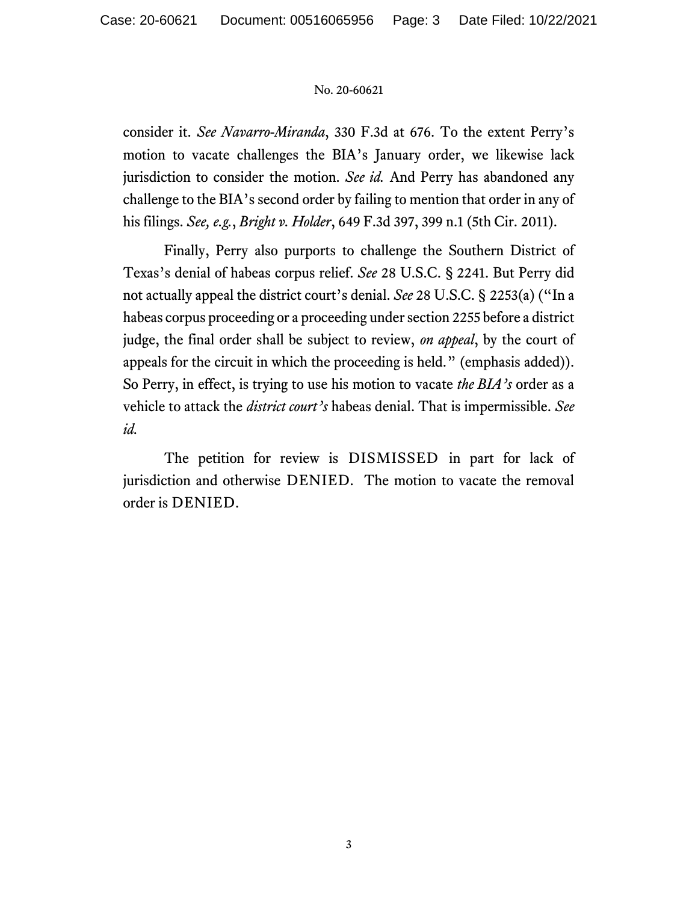consider it. *See Navarro-Miranda*, 330 F.3d at 676. To the extent Perry's motion to vacate challenges the BIA's January order, we likewise lack jurisdiction to consider the motion. *See id.* And Perry has abandoned any challenge to the BIA's second order by failing to mention that order in any of his filings. *See, e.g.*, *Bright v. Holder*, 649 F.3d 397, 399 n.1 (5th Cir. 2011).

Finally, Perry also purports to challenge the Southern District of Texas's denial of habeas corpus relief. *See* 28 U.S.C. § 2241. But Perry did not actually appeal the district court's denial. *See* 28 U.S.C. § 2253(a) ("In a habeas corpus proceeding or a proceeding under section 2255 before a district judge, the final order shall be subject to review, *on appeal*, by the court of appeals for the circuit in which the proceeding is held." (emphasis added)). So Perry, in effect, is trying to use his motion to vacate *the BIA's* order as a vehicle to attack the *district court's* habeas denial. That is impermissible. *See id.*

The petition for review is DISMISSED in part for lack of jurisdiction and otherwise DENIED. The motion to vacate the removal order is DENIED.